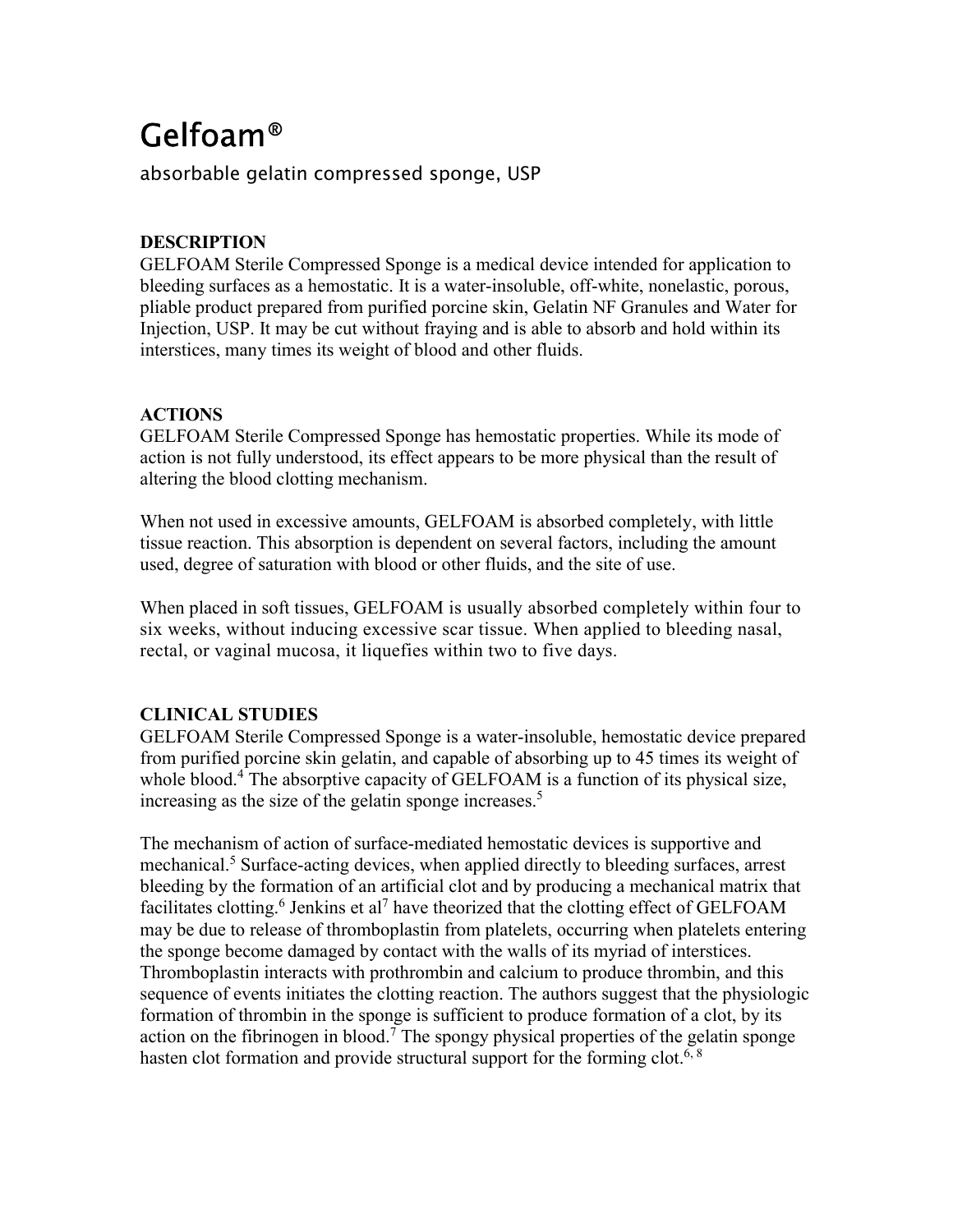# Gelfoam®

absorbable gelatin compressed sponge, USP

## DESCRIPTION

GELFOAM Sterile Compressed Sponge is a medical device intended for application to bleeding surfaces as a hemostatic. It is a water-insoluble, off-white, nonelastic, porous, pliable product prepared from purified porcine skin, Gelatin NF Granules and Water for Injection, USP. It may be cut without fraying and is able to absorb and hold within its interstices, many times its weight of blood and other fluids.

## ACTIONS

GELFOAM Sterile Compressed Sponge has hemostatic properties. While its mode of action is not fully understood, its effect appears to be more physical than the result of altering the blood clotting mechanism.

When not used in excessive amounts, GELFOAM is absorbed completely, with little tissue reaction. This absorption is dependent on several factors, including the amount used, degree of saturation with blood or other fluids, and the site of use.

When placed in soft tissues, GELFOAM is usually absorbed completely within four to six weeks, without inducing excessive scar tissue. When applied to bleeding nasal, rectal, or vaginal mucosa, it liquefies within two to five days.

## CLINICAL STUDIES

GELFOAM Sterile Compressed Sponge is a water-insoluble, hemostatic device prepared from purified porcine skin gelatin, and capable of absorbing up to 45 times its weight of whole blood.[4] The absorptive capacity of GELFOAM is a function of its physical size, increasing as the size of the gelatin sponge increases.[5]

The mechanism of action of surface-mediated hemostatic devices is supportive and mechanical.[5] Surface-acting devices, when applied directly to bleeding surfaces, arrest bleeding by the formation of an artificial clot and by producing a mechanical matrix that facilitates clotting.[6] Jenkins et al[7] have theorized that the clotting effect of GELFOAM may be due to release of thromboplastin from platelets, occurring when platelets entering the sponge become damaged by contact with the walls of its myriad of interstices. Thromboplastin interacts with prothrombin and calcium to produce thrombin, and this sequence of events initiates the clotting reaction. The authors suggest that the physiologic formation of thrombin in the sponge is sufficient to produce formation of a clot, by its action on the fibrinogen in blood.[7] The spongy physical properties of the gelatin sponge hasten clot formation and provide structural support for the forming clot.[6, 8]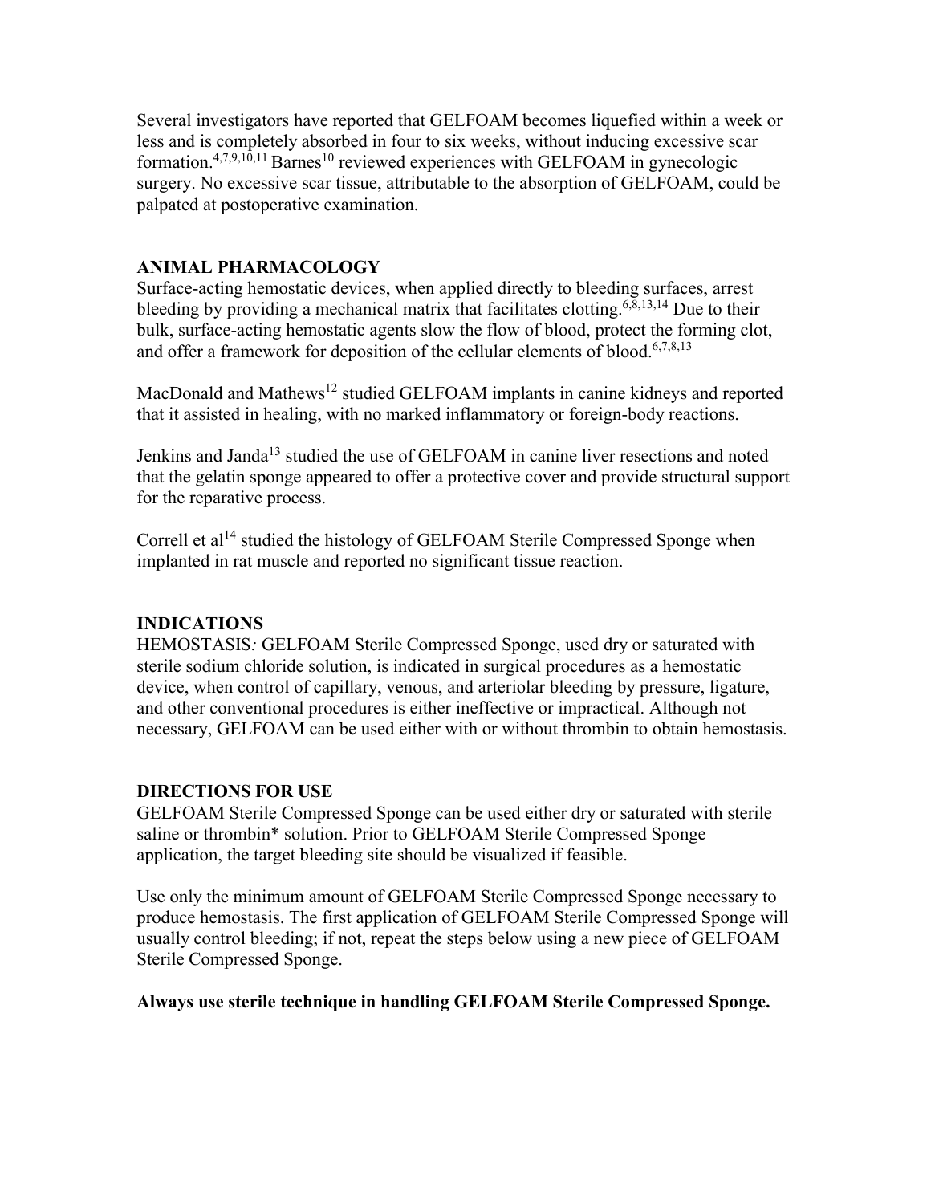Several investigators have reported that GELFOAM becomes liquefied within a week or less and is completely absorbed in four to six weeks, without inducing excessive scar formation.[4,7,9,10,11] Barnes[10] reviewed experiences with GELFOAM in gynecologic surgery. No excessive scar tissue, attributable to the absorption of GELFOAM, could be palpated at postoperative examination.

## ANIMAL PHARMACOLOGY

Surface-acting hemostatic devices, when applied directly to bleeding surfaces, arrest bleeding by providing a mechanical matrix that facilitates clotting.[6,8,13,14] Due to their bulk, surface-acting hemostatic agents slow the flow of blood, protect the forming clot, and offer a framework for deposition of the cellular elements of blood.[6,7,8,13]

MacDonald and Mathews[12] studied GELFOAM implants in canine kidneys and reported that it assisted in healing, with no marked inflammatory or foreign-body reactions.

Jenkins and Janda[13] studied the use of GELFOAM in canine liver resections and noted that the gelatin sponge appeared to offer a protective cover and provide structural support for the reparative process.

Correll et al[14] studied the histology of GELFOAM Sterile Compressed Sponge when implanted in rat muscle and reported no significant tissue reaction.

## INDICATIONS

HEMOSTASIS*:* GELFOAM Sterile Compressed Sponge, used dry or saturated with sterile sodium chloride solution, is indicated in surgical procedures as a hemostatic device, when control of capillary, venous, and arteriolar bleeding by pressure, ligature, and other conventional procedures is either ineffective or impractical. Although not necessary, GELFOAM can be used either with or without thrombin to obtain hemostasis.

## DIRECTIONS FOR USE

GELFOAM Sterile Compressed Sponge can be used either dry or saturated with sterile saline or thrombin* solution. Prior to GELFOAM Sterile Compressed Sponge application, the target bleeding site should be visualized if feasible.

Use only the minimum amount of GELFOAM Sterile Compressed Sponge necessary to produce hemostasis. The first application of GELFOAM Sterile Compressed Sponge will usually control bleeding; if not, repeat the steps below using a new piece of GELFOAM Sterile Compressed Sponge.

**Always use sterile technique in handling GELFOAM Sterile Compressed Sponge.**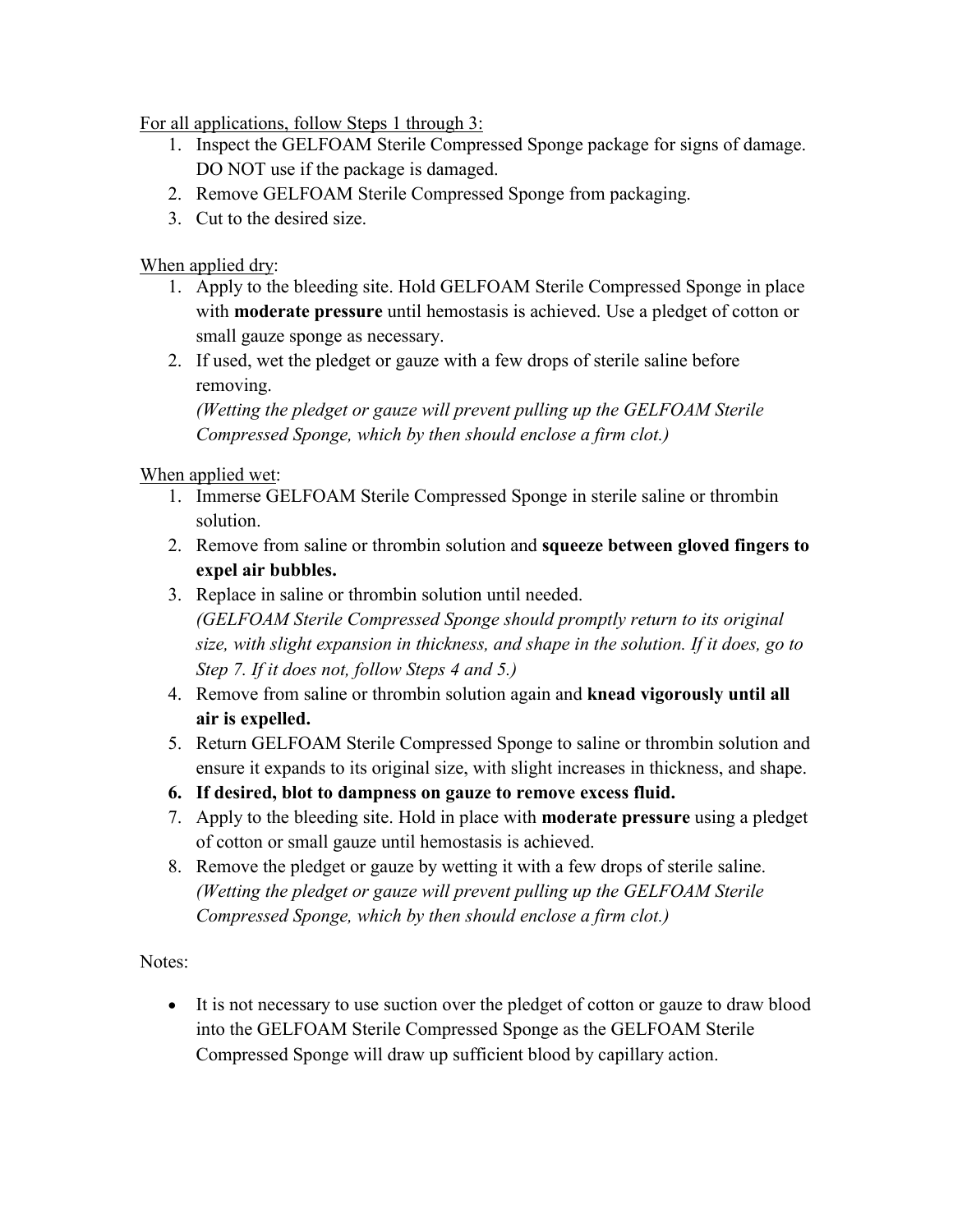<u>For all applications, follow Steps 1 through 3:</u>

1. Inspect the GELFOAM Sterile Compressed Sponge package for signs of damage. DO NOT use if the package is damaged.
2. Remove GELFOAM Sterile Compressed Sponge from packaging.
3. Cut to the desired size.

<u>When applied dry</u>:

1. Apply to the bleeding site. Hold GELFOAM Sterile Compressed Sponge in place with **moderate pressure** until hemostasis is achieved. Use a pledget of cotton or small gauze sponge as necessary.
2. If used, wet the pledget or gauze with a few drops of sterile saline before removing.
   *(Wetting the pledget or gauze will prevent pulling up the GELFOAM Sterile Compressed Sponge, which by then should enclose a firm clot.)*

<u>When applied wet</u>:

1. Immerse GELFOAM Sterile Compressed Sponge in sterile saline or thrombin solution.
2. Remove from saline or thrombin solution and **squeeze between gloved fingers to expel air bubbles.**
3. Replace in saline or thrombin solution until needed.
   *(GELFOAM Sterile Compressed Sponge should promptly return to its original size, with slight expansion in thickness, and shape in the solution. If it does, go to Step 7. If it does not, follow Steps 4 and 5.)*
4. Remove from saline or thrombin solution again and **knead vigorously until all air is expelled.**
5. Return GELFOAM Sterile Compressed Sponge to saline or thrombin solution and ensure it expands to its original size, with slight increases in thickness, and shape.
6. **If desired, blot to dampness on gauze to remove excess fluid.**
7. Apply to the bleeding site. Hold in place with **moderate pressure** using a pledget of cotton or small gauze until hemostasis is achieved.
8. Remove the pledget or gauze by wetting it with a few drops of sterile saline.
   *(Wetting the pledget or gauze will prevent pulling up the GELFOAM Sterile Compressed Sponge, which by then should enclose a firm clot.)*

Notes:

- It is not necessary to use suction over the pledget of cotton or gauze to draw blood into the GELFOAM Sterile Compressed Sponge as the GELFOAM Sterile Compressed Sponge will draw up sufficient blood by capillary action.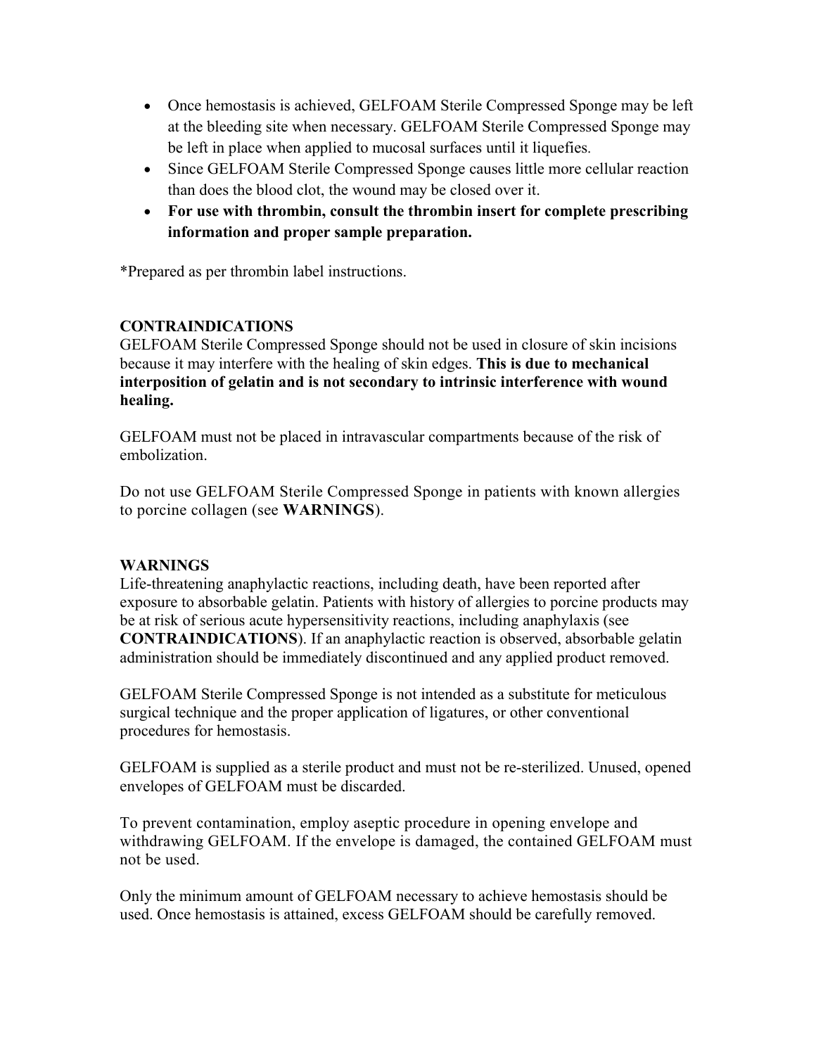- Once hemostasis is achieved, GELFOAM Sterile Compressed Sponge may be left at the bleeding site when necessary. GELFOAM Sterile Compressed Sponge may be left in place when applied to mucosal surfaces until it liquefies.
- Since GELFOAM Sterile Compressed Sponge causes little more cellular reaction than does the blood clot, the wound may be closed over it.
- **For use with thrombin, consult the thrombin insert for complete prescribing information and proper sample preparation.**

*Prepared as per thrombin label instructions.

**CONTRAINDICATIONS**

GELFOAM Sterile Compressed Sponge should not be used in closure of skin incisions because it may interfere with the healing of skin edges. **This is due to mechanical interposition of gelatin and is not secondary to intrinsic interference with wound healing.**

GELFOAM must not be placed in intravascular compartments because of the risk of embolization.

Do not use GELFOAM Sterile Compressed Sponge in patients with known allergies to porcine collagen (see **WARNINGS**).

**WARNINGS**

Life-threatening anaphylactic reactions, including death, have been reported after exposure to absorbable gelatin. Patients with history of allergies to porcine products may be at risk of serious acute hypersensitivity reactions, including anaphylaxis (see **CONTRAINDICATIONS**). If an anaphylactic reaction is observed, absorbable gelatin administration should be immediately discontinued and any applied product removed.

GELFOAM Sterile Compressed Sponge is not intended as a substitute for meticulous surgical technique and the proper application of ligatures, or other conventional procedures for hemostasis.

GELFOAM is supplied as a sterile product and must not be re-sterilized. Unused, opened envelopes of GELFOAM must be discarded.

To prevent contamination, employ aseptic procedure in opening envelope and withdrawing GELFOAM. If the envelope is damaged, the contained GELFOAM must not be used.

Only the minimum amount of GELFOAM necessary to achieve hemostasis should be used. Once hemostasis is attained, excess GELFOAM should be carefully removed.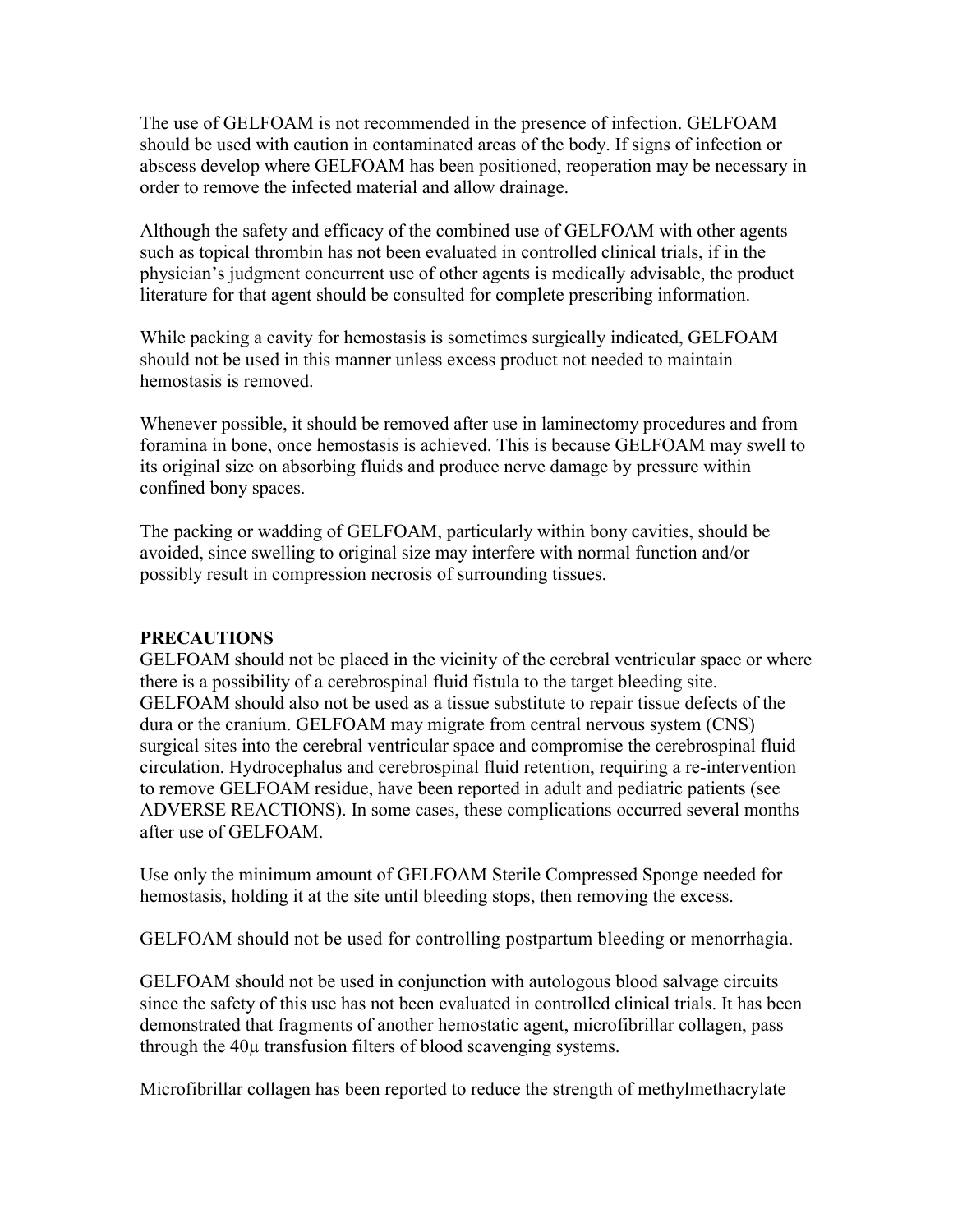The use of GELFOAM is not recommended in the presence of infection. GELFOAM should be used with caution in contaminated areas of the body. If signs of infection or abscess develop where GELFOAM has been positioned, reoperation may be necessary in order to remove the infected material and allow drainage.

Although the safety and efficacy of the combined use of GELFOAM with other agents such as topical thrombin has not been evaluated in controlled clinical trials, if in the physician's judgment concurrent use of other agents is medically advisable, the product literature for that agent should be consulted for complete prescribing information.

While packing a cavity for hemostasis is sometimes surgically indicated, GELFOAM should not be used in this manner unless excess product not needed to maintain hemostasis is removed.

Whenever possible, it should be removed after use in laminectomy procedures and from foramina in bone, once hemostasis is achieved. This is because GELFOAM may swell to its original size on absorbing fluids and produce nerve damage by pressure within confined bony spaces.

The packing or wadding of GELFOAM, particularly within bony cavities, should be avoided, since swelling to original size may interfere with normal function and/or possibly result in compression necrosis of surrounding tissues.

**PRECAUTIONS**

GELFOAM should not be placed in the vicinity of the cerebral ventricular space or where there is a possibility of a cerebrospinal fluid fistula to the target bleeding site. GELFOAM should also not be used as a tissue substitute to repair tissue defects of the dura or the cranium. GELFOAM may migrate from central nervous system (CNS) surgical sites into the cerebral ventricular space and compromise the cerebrospinal fluid circulation. Hydrocephalus and cerebrospinal fluid retention, requiring a re-intervention to remove GELFOAM residue, have been reported in adult and pediatric patients (see ADVERSE REACTIONS). In some cases, these complications occurred several months after use of GELFOAM.

Use only the minimum amount of GELFOAM Sterile Compressed Sponge needed for hemostasis, holding it at the site until bleeding stops, then removing the excess.

GELFOAM should not be used for controlling postpartum bleeding or menorrhagia.

GELFOAM should not be used in conjunction with autologous blood salvage circuits since the safety of this use has not been evaluated in controlled clinical trials. It has been demonstrated that fragments of another hemostatic agent, microfibrillar collagen, pass through the 40μ transfusion filters of blood scavenging systems.

Microfibrillar collagen has been reported to reduce the strength of methylmethacrylate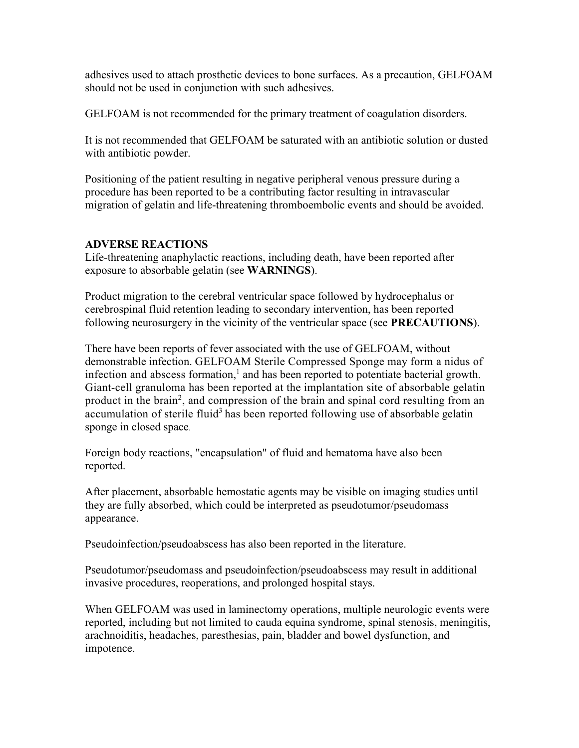adhesives used to attach prosthetic devices to bone surfaces. As a precaution, GELFOAM should not be used in conjunction with such adhesives.

GELFOAM is not recommended for the primary treatment of coagulation disorders.

It is not recommended that GELFOAM be saturated with an antibiotic solution or dusted with antibiotic powder.

Positioning of the patient resulting in negative peripheral venous pressure during a procedure has been reported to be a contributing factor resulting in intravascular migration of gelatin and life-threatening thromboembolic events and should be avoided.

## ADVERSE REACTIONS

Life-threatening anaphylactic reactions, including death, have been reported after exposure to absorbable gelatin (see **WARNINGS**).

Product migration to the cerebral ventricular space followed by hydrocephalus or cerebrospinal fluid retention leading to secondary intervention, has been reported following neurosurgery in the vicinity of the ventricular space (see **PRECAUTIONS**).

There have been reports of fever associated with the use of GELFOAM, without demonstrable infection. GELFOAM Sterile Compressed Sponge may form a nidus of infection and abscess formation,[1] and has been reported to potentiate bacterial growth. Giant-cell granuloma has been reported at the implantation site of absorbable gelatin product in the brain[2], and compression of the brain and spinal cord resulting from an accumulation of sterile fluid[3] has been reported following use of absorbable gelatin sponge in closed space.

Foreign body reactions, "encapsulation" of fluid and hematoma have also been reported.

After placement, absorbable hemostatic agents may be visible on imaging studies until they are fully absorbed, which could be interpreted as pseudotumor/pseudomass appearance.

Pseudoinfection/pseudoabscess has also been reported in the literature.

Pseudotumor/pseudomass and pseudoinfection/pseudoabscess may result in additional invasive procedures, reoperations, and prolonged hospital stays.

When GELFOAM was used in laminectomy operations, multiple neurologic events were reported, including but not limited to cauda equina syndrome, spinal stenosis, meningitis, arachnoiditis, headaches, paresthesias, pain, bladder and bowel dysfunction, and impotence.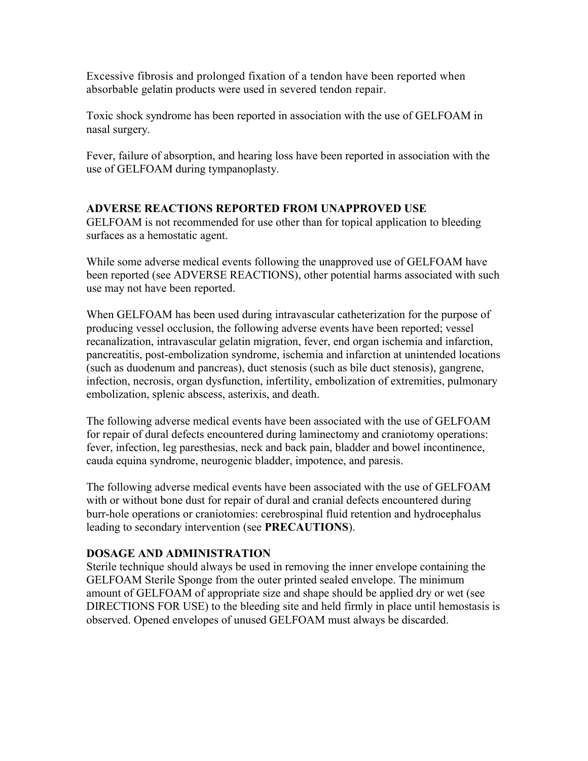Excessive fibrosis and prolonged fixation of a tendon have been reported when absorbable gelatin products were used in severed tendon repair.

Toxic shock syndrome has been reported in association with the use of GELFOAM in nasal surgery.

Fever, failure of absorption, and hearing loss have been reported in association with the use of GELFOAM during tympanoplasty.

**ADVERSE REACTIONS REPORTED FROM UNAPPROVED USE**

GELFOAM is not recommended for use other than for topical application to bleeding surfaces as a hemostatic agent.

While some adverse medical events following the unapproved use of GELFOAM have been reported (see ADVERSE REACTIONS), other potential harms associated with such use may not have been reported.

When GELFOAM has been used during intravascular catheterization for the purpose of producing vessel occlusion, the following adverse events have been reported; vessel recanalization, intravascular gelatin migration, fever, end organ ischemia and infarction, pancreatitis, post-embolization syndrome, ischemia and infarction at unintended locations (such as duodenum and pancreas), duct stenosis (such as bile duct stenosis), gangrene, infection, necrosis, organ dysfunction, infertility, embolization of extremities, pulmonary embolization, splenic abscess, asterixis, and death.

The following adverse medical events have been associated with the use of GELFOAM for repair of dural defects encountered during laminectomy and craniotomy operations: fever, infection, leg paresthesias, neck and back pain, bladder and bowel incontinence, cauda equina syndrome, neurogenic bladder, impotence, and paresis.

The following adverse medical events have been associated with the use of GELFOAM with or without bone dust for repair of dural and cranial defects encountered during burr-hole operations or craniotomies: cerebrospinal fluid retention and hydrocephalus leading to secondary intervention (see **PRECAUTIONS**).

**DOSAGE AND ADMINISTRATION**

Sterile technique should always be used in removing the inner envelope containing the GELFOAM Sterile Sponge from the outer printed sealed envelope. The minimum amount of GELFOAM of appropriate size and shape should be applied dry or wet (see DIRECTIONS FOR USE) to the bleeding site and held firmly in place until hemostasis is observed. Opened envelopes of unused GELFOAM must always be discarded.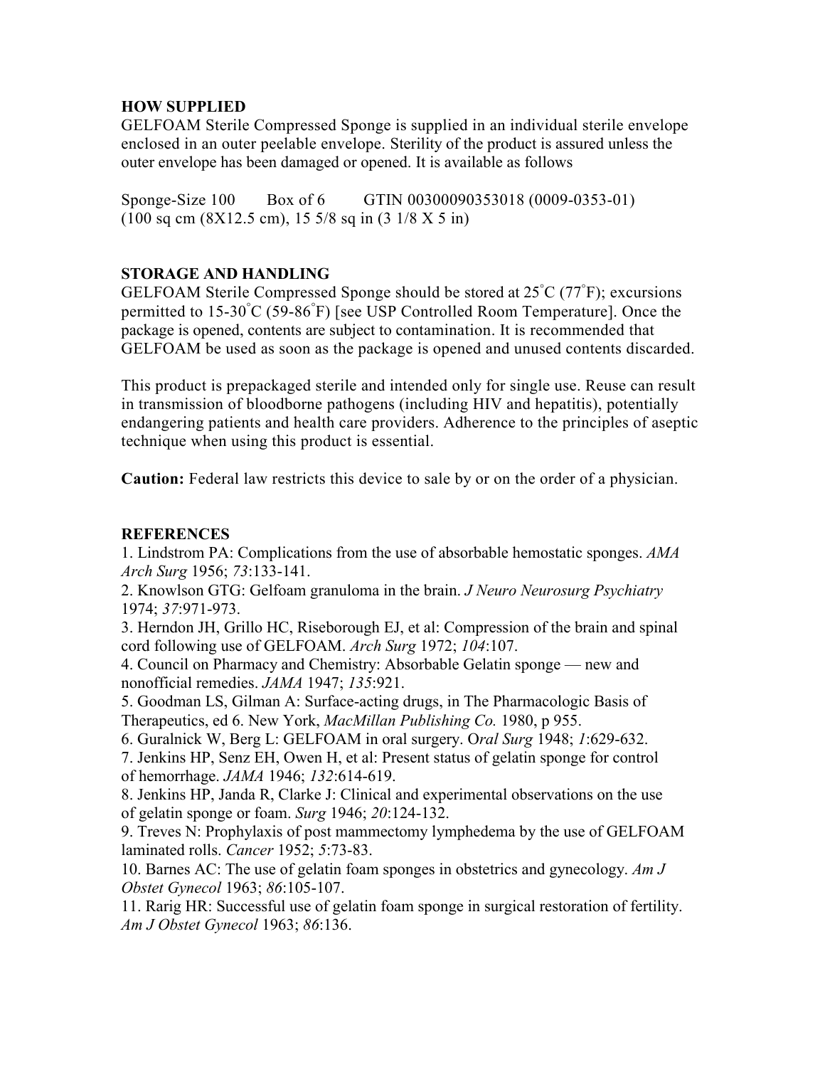## HOW SUPPLIED

GELFOAM Sterile Compressed Sponge is supplied in an individual sterile envelope enclosed in an outer peelable envelope. Sterility of the product is assured unless the outer envelope has been damaged or opened. It is available as follows

Sponge-Size 100 Box of 6 GTIN 00300090353018 (0009-0353-01)
(100 sq cm (8X12.5 cm), 15 5/8 sq in (3 1/8 X 5 in)

## STORAGE AND HANDLING

GELFOAM Sterile Compressed Sponge should be stored at 25°C (77°F); excursions permitted to 15-30°C (59-86°F) [see USP Controlled Room Temperature]. Once the package is opened, contents are subject to contamination. It is recommended that GELFOAM be used as soon as the package is opened and unused contents discarded.

This product is prepackaged sterile and intended only for single use. Reuse can result in transmission of bloodborne pathogens (including HIV and hepatitis), potentially endangering patients and health care providers. Adherence to the principles of aseptic technique when using this product is essential.

**Caution:** Federal law restricts this device to sale by or on the order of a physician.

## REFERENCES

1. Lindstrom PA: Complications from the use of absorbable hemostatic sponges. *AMA Arch Surg* 1956; *73*:133-141.
2. Knowlson GTG: Gelfoam granuloma in the brain. *J Neuro Neurosurg Psychiatry* 1974; *37*:971-973.
3. Herndon JH, Grillo HC, Riseborough EJ, et al: Compression of the brain and spinal cord following use of GELFOAM. *Arch Surg* 1972; *104*:107.
4. Council on Pharmacy and Chemistry: Absorbable Gelatin sponge — new and nonofficial remedies. *JAMA* 1947; *135*:921.
5. Goodman LS, Gilman A: Surface-acting drugs, in The Pharmacologic Basis of Therapeutics, ed 6. New York, *MacMillan Publishing Co.* 1980, p 955.
6. Guralnick W, Berg L: GELFOAM in oral surgery. O*ral Surg* 1948; *1*:629-632.
7. Jenkins HP, Senz EH, Owen H, et al: Present status of gelatin sponge for control of hemorrhage. *JAMA* 1946; *132*:614-619.
8. Jenkins HP, Janda R, Clarke J: Clinical and experimental observations on the use of gelatin sponge or foam. *Surg* 1946; *20*:124-132.
9. Treves N: Prophylaxis of post mammectomy lymphedema by the use of GELFOAM laminated rolls. *Cancer* 1952; *5*:73-83.
10. Barnes AC: The use of gelatin foam sponges in obstetrics and gynecology. *Am J Obstet Gynecol* 1963; *86*:105-107.
11. Rarig HR: Successful use of gelatin foam sponge in surgical restoration of fertility. *Am J Obstet Gynecol* 1963; *86*:136.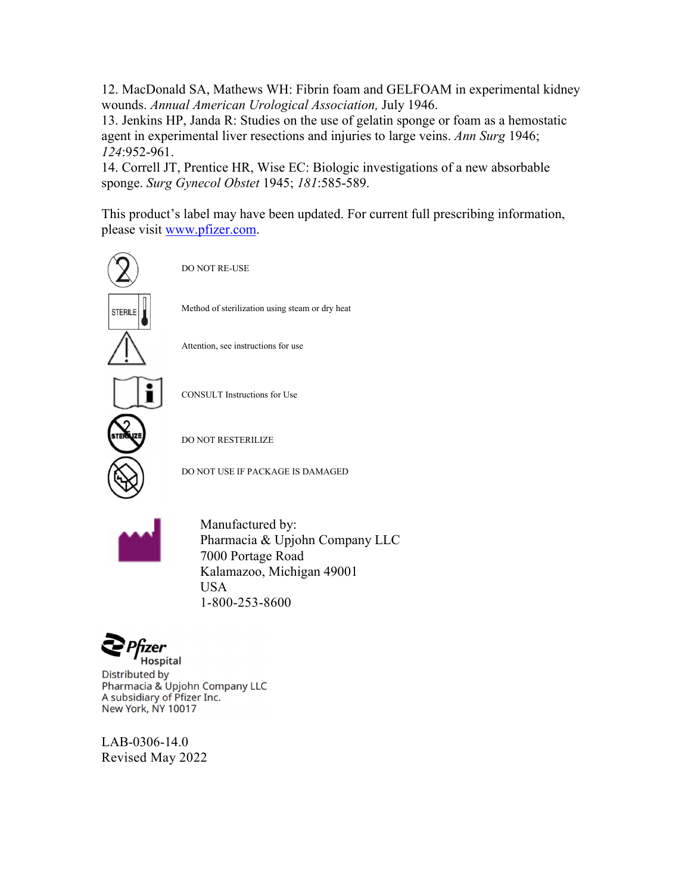12. MacDonald SA, Mathews WH: Fibrin foam and GELFOAM in experimental kidney wounds. *Annual American Urological Association,* July 1946.
13. Jenkins HP, Janda R: Studies on the use of gelatin sponge or foam as a hemostatic agent in experimental liver resections and injuries to large veins. *Ann Surg* 1946; *124*:952-961.
14. Correll JT, Prentice HR, Wise EC: Biologic investigations of a new absorbable sponge. *Surg Gynecol Obstet* 1945; *181*:585-589.

This product's label may have been updated. For current full prescribing information, please visit [www.pfizer.com](http://www.pfizer.com).

DO NOT RE-USE

STERILE — Method of sterilization using steam or dry heat

Attention, see instructions for use

CONSULT Instructions for Use

DO NOT RESTERILIZE

DO NOT USE IF PACKAGE IS DAMAGED

Manufactured by:
Pharmacia & Upjohn Company LLC
7000 Portage Road
Kalamazoo, Michigan 49001
USA
1-800-253-8600

Pfizer Hospital
Distributed by
Pharmacia & Upjohn Company LLC
A subsidiary of Pfizer Inc.
New York, NY 10017

LAB-0306-14.0
Revised May 2022